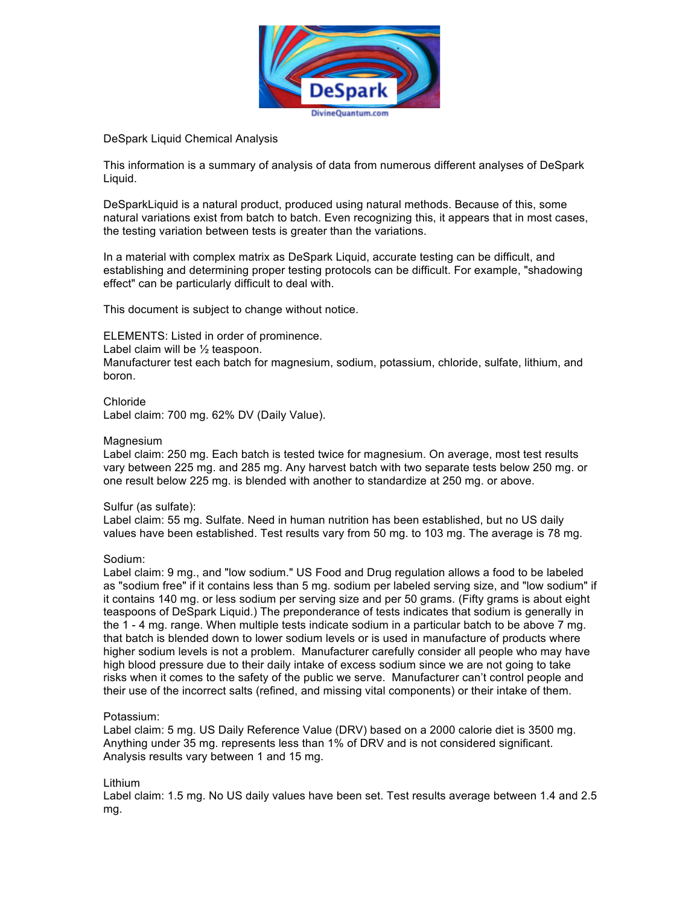DeSpark Liquid Chemical Analysis

This information is a summary of analysis of data from numerous different analyses of DeSpark Liquid.

DeSparkLiquid is a natural product, produced using natural methods. Because of this, some natural variations exist from batch to batch. Even recognizing this, it appears that in most cases, the testing variation between tests is greater than the variations.

In a material with complex matrix as DeSpark Liquid, accurate testing can be difficult, and establishing and determining proper testing protocols can be difficult. For example, "shadowing effect" can be particularly difficult to deal with.

This document is subject to change without notice.

ELEMENTS: Listed in order of prominence.
Label claim will be ½ teaspoon.
Manufacturer test each batch for magnesium, sodium, potassium, chloride, sulfate, lithium, and boron.

Chloride
Label claim: 700 mg. 62% DV (Daily Value).

Magnesium
Label claim: 250 mg. Each batch is tested twice for magnesium. On average, most test results vary between 225 mg. and 285 mg. Any harvest batch with two separate tests below 250 mg. or one result below 225 mg. is blended with another to standardize at 250 mg. or above.

Sulfur (as sulfate):
Label claim: 55 mg. Sulfate. Need in human nutrition has been established, but no US daily values have been established. Test results vary from 50 mg. to 103 mg. The average is 78 mg.

Sodium:
Label claim: 9 mg., and "low sodium." US Food and Drug regulation allows a food to be labeled as "sodium free" if it contains less than 5 mg. sodium per labeled serving size, and "low sodium" if it contains 140 mg. or less sodium per serving size and per 50 grams. (Fifty grams is about eight teaspoons of DeSpark Liquid.) The preponderance of tests indicates that sodium is generally in the 1 - 4 mg. range. When multiple tests indicate sodium in a particular batch to be above 7 mg. that batch is blended down to lower sodium levels or is used in manufacture of products where higher sodium levels is not a problem. Manufacturer carefully consider all people who may have high blood pressure due to their daily intake of excess sodium since we are not going to take risks when it comes to the safety of the public we serve. Manufacturer can't control people and their use of the incorrect salts (refined, and missing vital components) or their intake of them.

Potassium:
Label claim: 5 mg. US Daily Reference Value (DRV) based on a 2000 calorie diet is 3500 mg. Anything under 35 mg. represents less than 1% of DRV and is not considered significant. Analysis results vary between 1 and 15 mg.

Lithium
Label claim: 1.5 mg. No US daily values have been set. Test results average between 1.4 and 2.5 mg.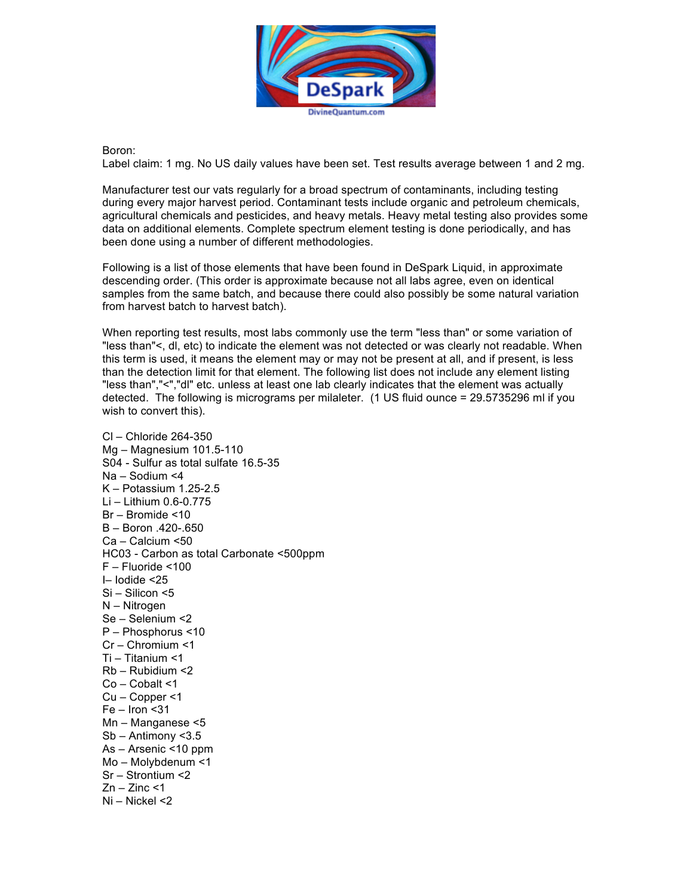Boron:
Label claim: 1 mg. No US daily values have been set. Test results average between 1 and 2 mg.

Manufacturer test our vats regularly for a broad spectrum of contaminants, including testing during every major harvest period. Contaminant tests include organic and petroleum chemicals, agricultural chemicals and pesticides, and heavy metals. Heavy metal testing also provides some data on additional elements. Complete spectrum element testing is done periodically, and has been done using a number of different methodologies.

Following is a list of those elements that have been found in DeSpark Liquid, in approximate descending order. (This order is approximate because not all labs agree, even on identical samples from the same batch, and because there could also possibly be some natural variation from harvest batch to harvest batch).

When reporting test results, most labs commonly use the term "less than" or some variation of "less than"<, dl, etc) to indicate the element was not detected or was clearly not readable. When this term is used, it means the element may or may not be present at all, and if present, is less than the detection limit for that element. The following list does not include any element listing "less than","<","dl" etc. unless at least one lab clearly indicates that the element was actually detected. The following is micrograms per milaleter. (1 US fluid ounce = 29.5735296 ml if you wish to convert this).

Cl – Chloride 264-350
Mg – Magnesium 101.5-110
S04 - Sulfur as total sulfate 16.5-35
Na – Sodium <4
K – Potassium 1.25-2.5
Li – Lithium 0.6-0.775
Br – Bromide <10
B – Boron .420-.650
Ca – Calcium <50
HC03 - Carbon as total Carbonate <500ppm
F – Fluoride <100
I– Iodide <25
Si – Silicon <5
N – Nitrogen
Se – Selenium <2
P – Phosphorus <10
Cr – Chromium <1
Ti – Titanium <1
Rb – Rubidium <2
Co – Cobalt <1
Cu – Copper <1
Fe – Iron <31
Mn – Manganese <5
Sb – Antimony <3.5
As – Arsenic <10 ppm
Mo – Molybdenum <1
Sr – Strontium <2
Zn – Zinc <1
Ni – Nickel <2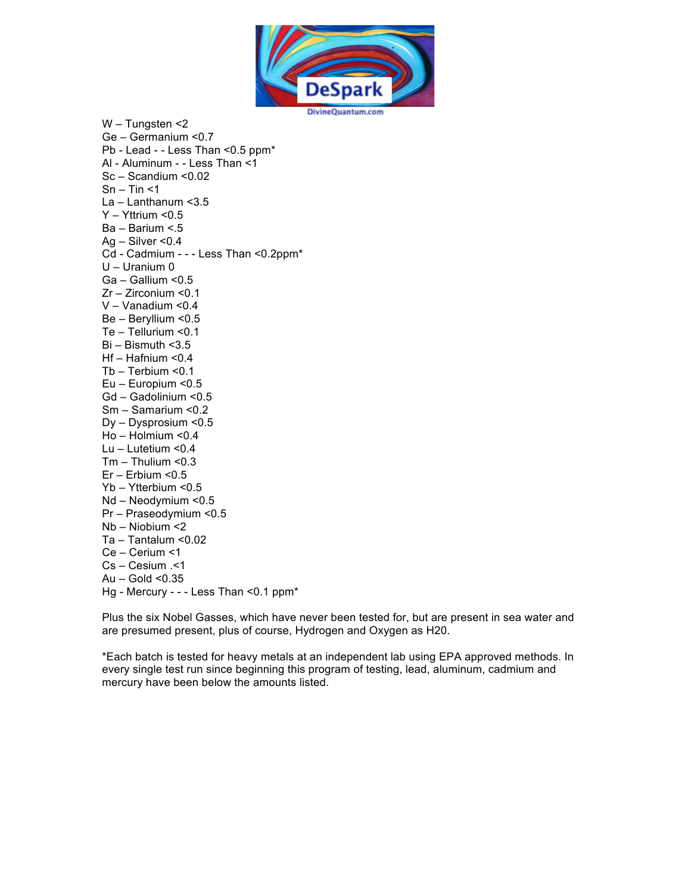W – Tungsten <2
Ge – Germanium <0.7
Pb - Lead - - Less Than <0.5 ppm*
Al - Aluminum - - Less Than <1
Sc – Scandium <0.02
Sn – Tin <1
La – Lanthanum <3.5
Y – Yttrium <0.5
Ba – Barium <.5
Ag – Silver <0.4
Cd - Cadmium - - - Less Than <0.2ppm*
U – Uranium 0
Ga – Gallium <0.5
Zr – Zirconium <0.1
V – Vanadium <0.4
Be – Beryllium <0.5
Te – Tellurium <0.1
Bi – Bismuth <3.5
Hf – Hafnium <0.4
Tb – Terbium <0.1
Eu – Europium <0.5
Gd – Gadolinium <0.5
Sm – Samarium <0.2
Dy – Dysprosium <0.5
Ho – Holmium <0.4
Lu – Lutetium <0.4
Tm – Thulium <0.3
Er – Erbium <0.5
Yb – Ytterbium <0.5
Nd – Neodymium <0.5
Pr – Praseodymium <0.5
Nb – Niobium <2
Ta – Tantalum <0.02
Ce – Cerium <1
Cs – Cesium .<1
Au – Gold <0.35
Hg - Mercury - - - Less Than <0.1 ppm*

Plus the six Nobel Gasses, which have never been tested for, but are present in sea water and are presumed present, plus of course, Hydrogen and Oxygen as H20.

*Each batch is tested for heavy metals at an independent lab using EPA approved methods. In every single test run since beginning this program of testing, lead, aluminum, cadmium and mercury have been below the amounts listed.